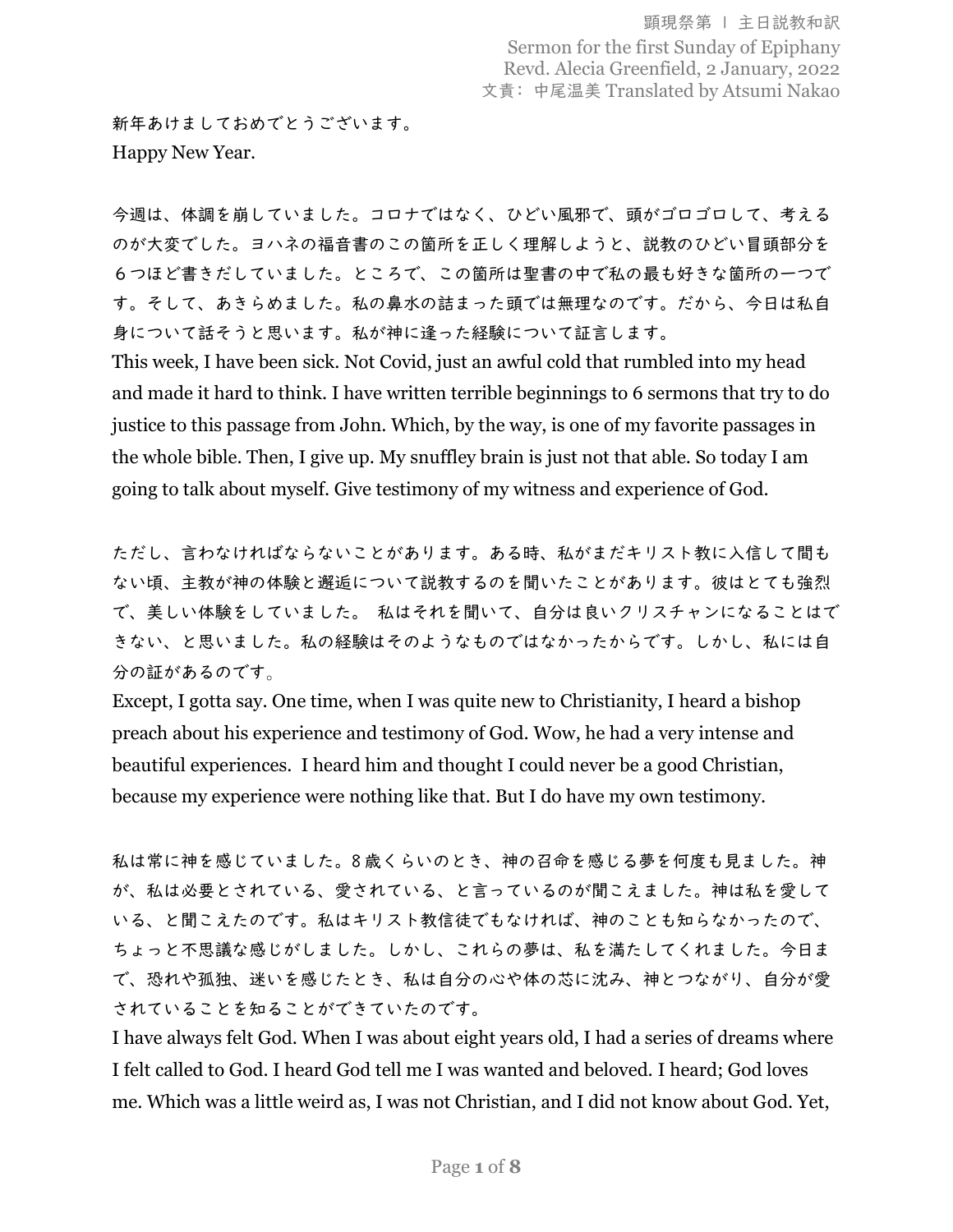顕現祭第 Ⅰ 主日説教和訳
Sermon for the first Sunday of Epiphany
Revd. Alecia Greenfield, 2 January, 2022
文責：中尾温美 Translated by Atsumi Nakao

新年あけましておめでとうございます。
Happy New Year.

今週は、体調を崩していました。コロナではなく、ひどい風邪で、頭がゴロゴロして、考えるのが大変でした。ヨハネの福音書のこの箇所を正しく理解しようと、説教のひどい冒頭部分を６つほど書きだしていました。ところで、この箇所は聖書の中で私の最も好きな箇所の一つです。そして、あきらめました。私の鼻水の詰まった頭では無理なのです。だから、今日は私自身について話そうと思います。私が神に逢った経験について証言します。
This week, I have been sick. Not Covid, just an awful cold that rumbled into my head and made it hard to think. I have written terrible beginnings to 6 sermons that try to do justice to this passage from John. Which, by the way, is one of my favorite passages in the whole bible. Then, I give up. My snuffley brain is just not that able. So today I am going to talk about myself. Give testimony of my witness and experience of God.

ただし、言わなければならないことがあります。ある時、私がまだキリスト教に入信して間もない頃、主教が神の体験と邂逅について説教するのを聞いたことがあります。彼はとても強烈で、美しい体験をしていました。 私はそれを聞いて、自分は良いクリスチャンになることはできない、と思いました。私の経験はそのようなものではなかったからです。しかし、私には自分の証があるのです。
Except, I gotta say. One time, when I was quite new to Christianity, I heard a bishop preach about his experience and testimony of God. Wow, he had a very intense and beautiful experiences. I heard him and thought I could never be a good Christian, because my experience were nothing like that. But I do have my own testimony.

私は常に神を感じていました。８歳くらいのとき、神の召命を感じる夢を何度も見ました。神が、私は必要とされている、愛されている、と言っているのが聞こえました。神は私を愛している、と聞こえたのです。私はキリスト教信徒でもなければ、神のことも知らなかったので、ちょっと不思議な感じがしました。しかし、これらの夢は、私を満たしてくれました。今日まで、恐れや孤独、迷いを感じたとき、私は自分の心や体の芯に沈み、神とつながり、自分が愛されていることを知ることができていたのです。
I have always felt God. When I was about eight years old, I had a series of dreams where I felt called to God. I heard God tell me I was wanted and beloved. I heard; God loves me. Which was a little weird as, I was not Christian, and I did not know about God. Yet,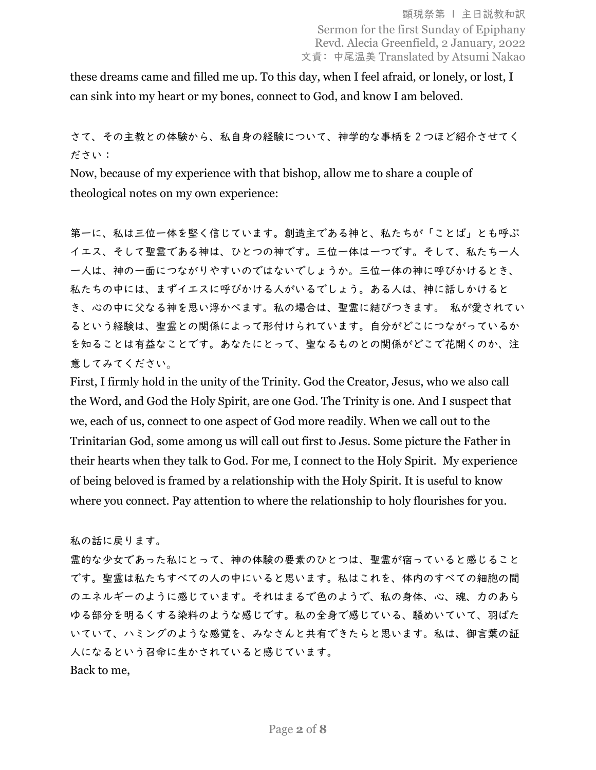these dreams came and filled me up. To this day, when I feel afraid, or lonely, or lost, I can sink into my heart or my bones, connect to God, and know I am beloved.

さて、その主教との体験から、私自身の経験について、神学的な事柄を2つほど紹介させてください：

Now, because of my experience with that bishop, allow me to share a couple of theological notes on my own experience:

第一に、私は三位一体を堅く信じています。創造主である神と、私たちが「ことば」とも呼ぶイエス、そして聖霊である神は、ひとつの神です。三位一体は一つです。そして、私たち一人一人は、神の一面につながりやすいのではないでしょうか。三位一体の神に呼びかけるとき、私たちの中には、まずイエスに呼びかける人がいるでしょう。ある人は、神に話しかけるとき、心の中に父なる神を思い浮かべます。私の場合は、聖霊に結びつきます。 私が愛されているという経験は、聖霊との関係によって形付けられています。自分がどこにつながっているかを知ることは有益なことです。あなたにとって、聖なるものとの関係がどこで花開くのか、注意してみてください。

First, I firmly hold in the unity of the Trinity. God the Creator, Jesus, who we also call the Word, and God the Holy Spirit, are one God. The Trinity is one. And I suspect that we, each of us, connect to one aspect of God more readily. When we call out to the Trinitarian God, some among us will call out first to Jesus. Some picture the Father in their hearts when they talk to God. For me, I connect to the Holy Spirit. My experience of being beloved is framed by a relationship with the Holy Spirit. It is useful to know where you connect. Pay attention to where the relationship to holy flourishes for you.

私の話に戻ります。

霊的な少女であった私にとって、神の体験の要素のひとつは、聖霊が宿っていると感じることです。聖霊は私たちすべての人の中にいると思います。私はこれを、体内のすべての細胞の間のエネルギーのように感じています。それはまるで色のようで、私の身体、心、魂、力のあらゆる部分を明るくする染料のような感じです。私の全身で感じている、騒めいていて、羽ばたいていて、ハミングのような感覚を、みなさんと共有できたらと思います。私は、御言葉の証人になるという召命に生かされていると感じています。

Back to me,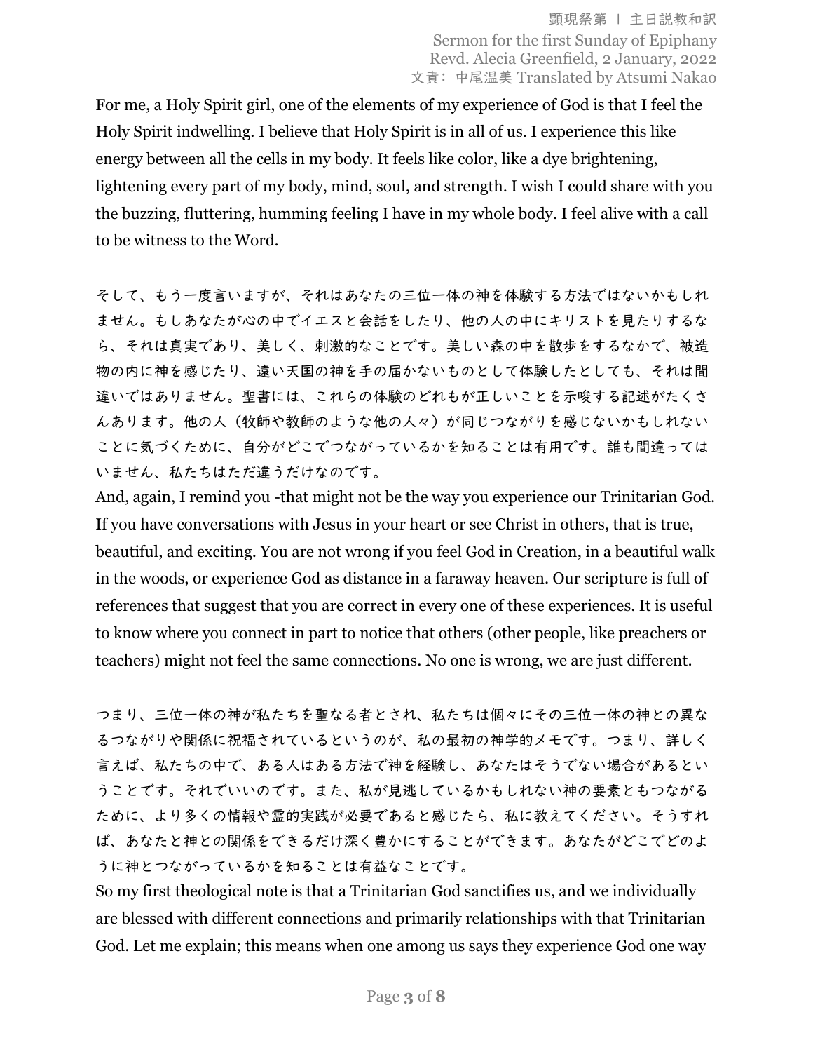For me, a Holy Spirit girl, one of the elements of my experience of God is that I feel the Holy Spirit indwelling. I believe that Holy Spirit is in all of us. I experience this like energy between all the cells in my body. It feels like color, like a dye brightening, lightening every part of my body, mind, soul, and strength. I wish I could share with you the buzzing, fluttering, humming feeling I have in my whole body. I feel alive with a call to be witness to the Word.

そして、もう一度言いますが、それはあなたの三位一体の神を体験する方法ではないかもしれません。もしあなたが心の中でイエスと会話をしたり、他の人の中にキリストを見たりするなら、それは真実であり、美しく、刺激的なことです。美しい森の中を散歩をするなかで、被造物の内に神を感じたり、遠い天国の神を手の届かないものとして体験したとしても、それは間違いではありません。聖書には、これらの体験のどれもが正しいことを示唆する記述がたくさんあります。他の人（牧師や教師のような他の人々）が同じつながりを感じないかもしれないことに気づくために、自分がどこでつながっているかを知ることは有用です。誰も間違ってはいません、私たちはただ違うだけなのです。

And, again, I remind you -that might not be the way you experience our Trinitarian God. If you have conversations with Jesus in your heart or see Christ in others, that is true, beautiful, and exciting. You are not wrong if you feel God in Creation, in a beautiful walk in the woods, or experience God as distance in a faraway heaven. Our scripture is full of references that suggest that you are correct in every one of these experiences. It is useful to know where you connect in part to notice that others (other people, like preachers or teachers) might not feel the same connections. No one is wrong, we are just different.

つまり、三位一体の神が私たちを聖なる者とされ、私たちは個々にその三位一体の神との異なるつながりや関係に祝福されているというのが、私の最初の神学的メモです。つまり、詳しく言えば、私たちの中で、ある人はある方法で神を経験し、あなたはそうでない場合があるということです。それでいいのです。また、私が見逃しているかもしれない神の要素ともつながるために、より多くの情報や霊的実践が必要であると感じたら、私に教えてください。そうすれば、あなたと神との関係をできるだけ深く豊かにすることができます。あなたがどこでどのように神とつながっているかを知ることは有益なことです。

So my first theological note is that a Trinitarian God sanctifies us, and we individually are blessed with different connections and primarily relationships with that Trinitarian God. Let me explain; this means when one among us says they experience God one way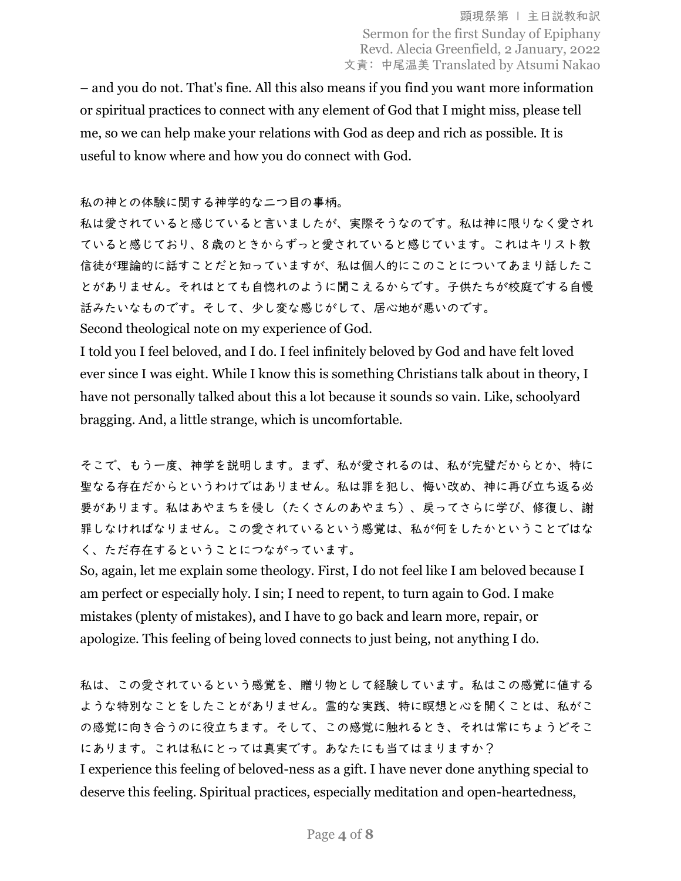– and you do not. That's fine. All this also means if you find you want more information or spiritual practices to connect with any element of God that I might miss, please tell me, so we can help make your relations with God as deep and rich as possible. It is useful to know where and how you do connect with God.

私の神との体験に関する神学的な二つ目の事柄。
私は愛されていると感じていると言いましたが、実際そうなのです。私は神に限りなく愛されていると感じており、８歳のときからずっと愛されていると感じています。これはキリスト教信徒が理論的に話すことだと知っていますが、私は個人的にこのことについてあまり話したことがありません。それはとても自惚れのように聞こえるからです。子供たちが校庭でする自慢話みたいなものです。そして、少し変な感じがして、居心地が悪いのです。
Second theological note on my experience of God.
I told you I feel beloved, and I do. I feel infinitely beloved by God and have felt loved ever since I was eight. While I know this is something Christians talk about in theory, I have not personally talked about this a lot because it sounds so vain. Like, schoolyard bragging. And, a little strange, which is uncomfortable.

そこで、もう一度、神学を説明します。まず、私が愛されるのは、私が完璧だからとか、特に聖なる存在だからというわけではありません。私は罪を犯し、悔い改め、神に再び立ち返る必要があります。私はあやまちを侵し（たくさんのあやまち）、戻ってさらに学び、修復し、謝罪しなければなりません。この愛されているという感覚は、私が何をしたかということではなく、ただ存在するということにつながっています。
So, again, let me explain some theology. First, I do not feel like I am beloved because I am perfect or especially holy. I sin; I need to repent, to turn again to God. I make mistakes (plenty of mistakes), and I have to go back and learn more, repair, or apologize. This feeling of being loved connects to just being, not anything I do.

私は、この愛されているという感覚を、贈り物として経験しています。私はこの感覚に値するような特別なことをしたことがありません。霊的な実践、特に瞑想と心を開くことは、私がこの感覚に向き合うのに役立ちます。そして、この感覚に触れるとき、それは常にちょうどそこにあります。これは私にとっては真実です。あなたにも当てはまりますか？
I experience this feeling of beloved-ness as a gift. I have never done anything special to deserve this feeling. Spiritual practices, especially meditation and open-heartedness,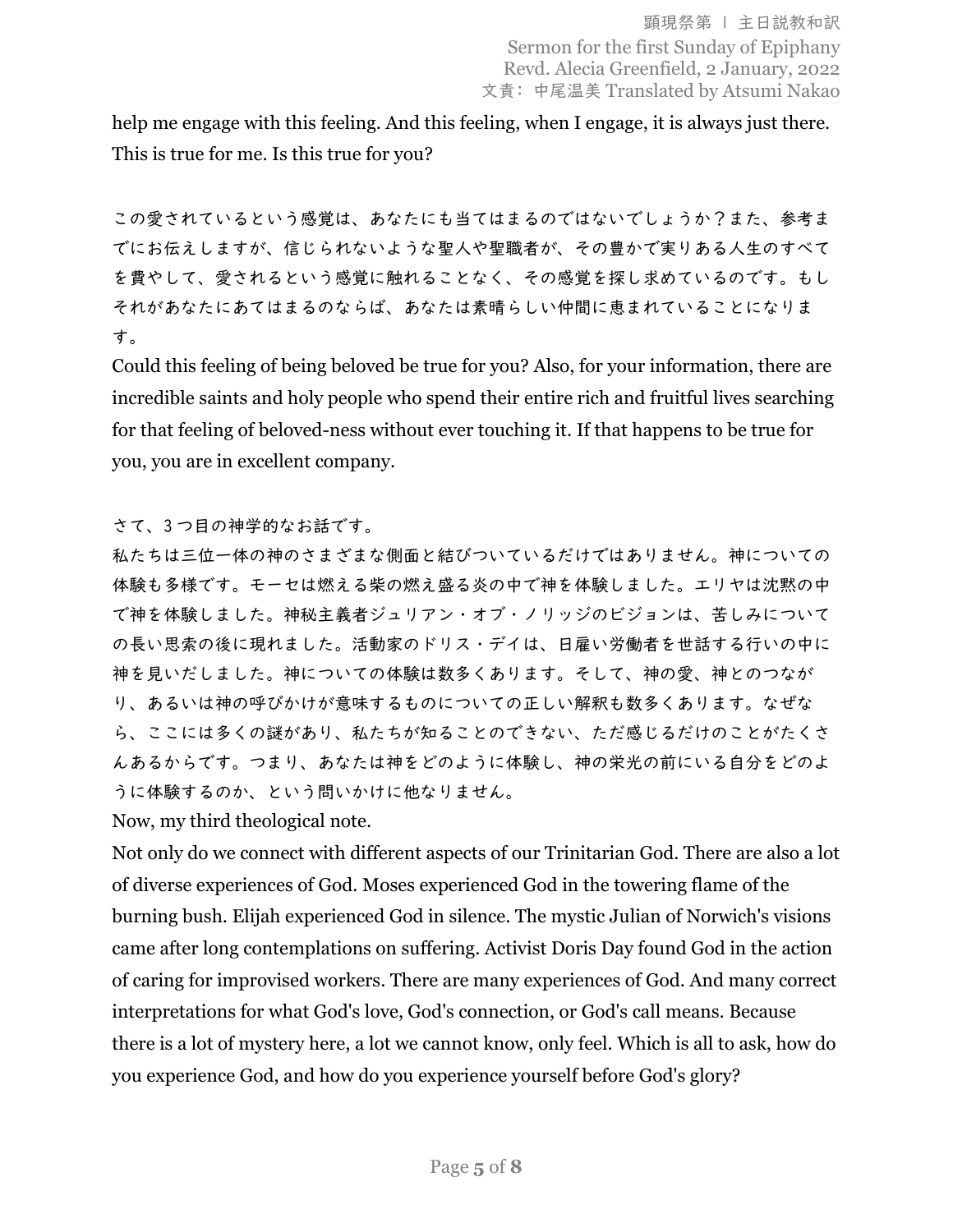help me engage with this feeling. And this feeling, when I engage, it is always just there. This is true for me. Is this true for you?

この愛されているという感覚は、あなたにも当てはまるのではないでしょうか？また、参考までにお伝えしますが、信じられないような聖人や聖職者が、その豊かで実りある人生のすべてを費やして、愛されるという感覚に触れることなく、その感覚を探し求めているのです。もしそれがあなたにあてはまるのならば、あなたは素晴らしい仲間に恵まれていることになります。

Could this feeling of being beloved be true for you? Also, for your information, there are incredible saints and holy people who spend their entire rich and fruitful lives searching for that feeling of beloved-ness without ever touching it. If that happens to be true for you, you are in excellent company.

さて、3 つ目の神学的なお話です。

私たちは三位一体の神のさまざまな側面と結びついているだけではありません。神についての体験も多様です。モーセは燃える柴の燃え盛る炎の中で神を体験しました。エリヤは沈黙の中で神を体験しました。神秘主義者ジュリアン・オブ・ノリッジのビジョンは、苦しみについての長い思索の後に現れました。活動家のドリス・デイは、日雇い労働者を世話する行いの中に神を見いだしました。神についての体験は数多くあります。そして、神の愛、神とのつながり、あるいは神の呼びかけが意味するものについての正しい解釈も数多くあります。なぜなら、ここには多くの謎があり、私たちが知ることのできない、ただ感じるだけのことがたくさんあるからです。つまり、あなたは神をどのように体験し、神の栄光の前にいる自分をどのように体験するのか、という問いかけに他なりません。

Now, my third theological note.

Not only do we connect with different aspects of our Trinitarian God. There are also a lot of diverse experiences of God. Moses experienced God in the towering flame of the burning bush. Elijah experienced God in silence. The mystic Julian of Norwich's visions came after long contemplations on suffering. Activist Doris Day found God in the action of caring for improvised workers. There are many experiences of God. And many correct interpretations for what God's love, God's connection, or God's call means. Because there is a lot of mystery here, a lot we cannot know, only feel. Which is all to ask, how do you experience God, and how do you experience yourself before God's glory?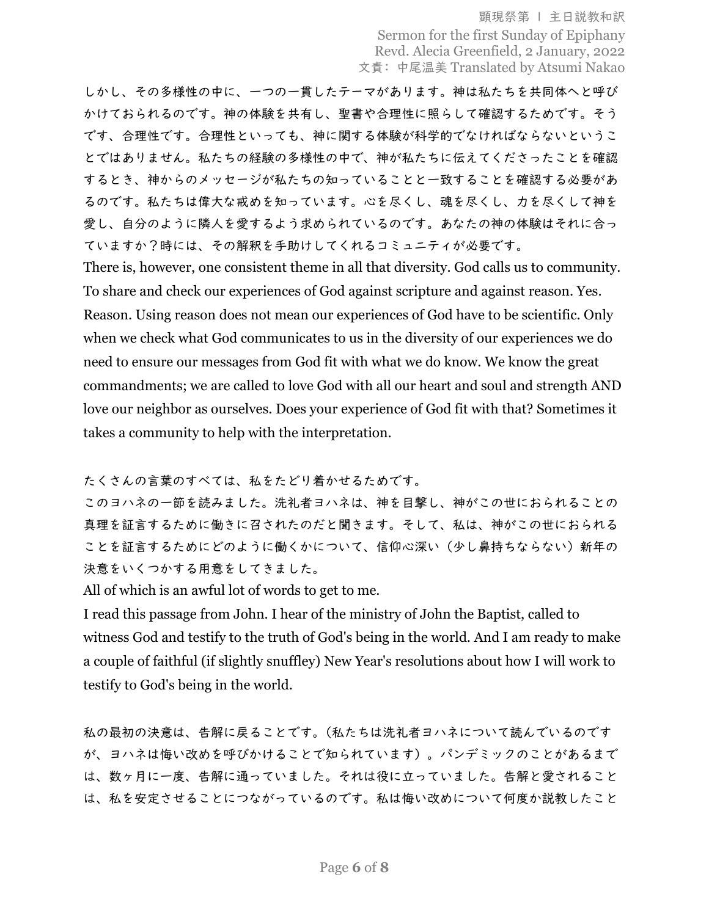しかし、その多様性の中に、一つの一貫したテーマがあります。神は私たちを共同体へと呼びかけておられるのです。神の体験を共有し、聖書や合理性に照らして確認するためです。そうです、合理性です。合理性といっても、神に関する体験が科学的でなければならないということではありません。私たちの経験の多様性の中で、神が私たちに伝えてくださったことを確認するとき、神からのメッセージが私たちの知っていることと一致することを確認する必要があるのです。私たちは偉大な戒めを知っています。心を尽くし、魂を尽くし、力を尽くして神を愛し、自分のように隣人を愛するよう求められているのです。あなたの神の体験はそれに合っていますか？時には、その解釈を手助けしてくれるコミュニティが必要です。

There is, however, one consistent theme in all that diversity. God calls us to community. To share and check our experiences of God against scripture and against reason. Yes. Reason. Using reason does not mean our experiences of God have to be scientific. Only when we check what God communicates to us in the diversity of our experiences we do need to ensure our messages from God fit with what we do know. We know the great commandments; we are called to love God with all our heart and soul and strength AND love our neighbor as ourselves. Does your experience of God fit with that? Sometimes it takes a community to help with the interpretation.

たくさんの言葉のすべては、私をたどり着かせるためです。

このヨハネの一節を読みました。洗礼者ヨハネは、神を目撃し、神がこの世におられることの真理を証言するために働きに召されたのだと聞きます。そして、私は、神がこの世におられることを証言するためにどのように働くかについて、信仰心深い（少し鼻持ちならない）新年の決意をいくつかする用意をしてきました。

All of which is an awful lot of words to get to me.

I read this passage from John. I hear of the ministry of John the Baptist, called to witness God and testify to the truth of God's being in the world. And I am ready to make a couple of faithful (if slightly snuffley) New Year's resolutions about how I will work to testify to God's being in the world.

私の最初の決意は、告解に戻ることです。（私たちは洗礼者ヨハネについて読んでいるのですが、ヨハネは悔い改めを呼びかけることで知られています）。パンデミックのことがあるまでは、数ヶ月に一度、告解に通っていました。それは役に立っていました。告解と愛されることは、私を安定させることにつながっているのです。私は悔い改めについて何度か説教したこと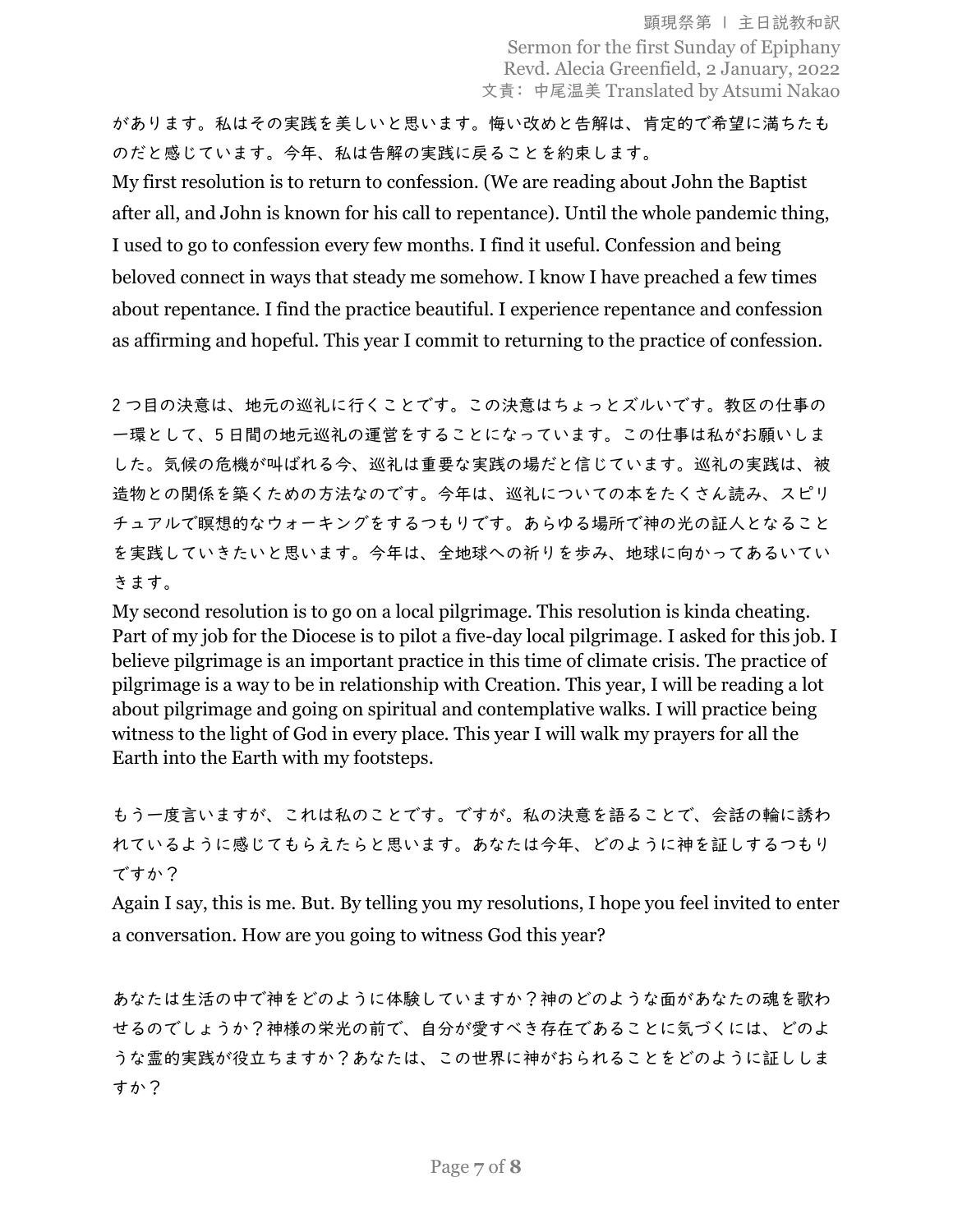があります。私はその実践を美しいと思います。悔い改めと告解は、肯定的で希望に満ちたものだと感じています。今年、私は告解の実践に戻ることを約束します。

My first resolution is to return to confession. (We are reading about John the Baptist after all, and John is known for his call to repentance). Until the whole pandemic thing, I used to go to confession every few months. I find it useful. Confession and being beloved connect in ways that steady me somehow. I know I have preached a few times about repentance. I find the practice beautiful. I experience repentance and confession as affirming and hopeful. This year I commit to returning to the practice of confession.

2 つ目の決意は、地元の巡礼に行くことです。この決意はちょっとズルいです。教区の仕事の一環として、5 日間の地元巡礼の運営をすることになっています。この仕事は私がお願いしました。気候の危機が叫ばれる今、巡礼は重要な実践の場だと信じています。巡礼の実践は、被造物との関係を築くための方法なのです。今年は、巡礼についての本をたくさん読み、スピリチュアルで瞑想的なウォーキングをするつもりです。あらゆる場所で神の光の証人となることを実践していきたいと思います。今年は、全地球への祈りを歩み、地球に向かってあるいていきます。

My second resolution is to go on a local pilgrimage. This resolution is kinda cheating. Part of my job for the Diocese is to pilot a five-day local pilgrimage. I asked for this job. I believe pilgrimage is an important practice in this time of climate crisis. The practice of pilgrimage is a way to be in relationship with Creation. This year, I will be reading a lot about pilgrimage and going on spiritual and contemplative walks. I will practice being witness to the light of God in every place. This year I will walk my prayers for all the Earth into the Earth with my footsteps.

もう一度言いますが、これは私のことです。ですが。私の決意を語ることで、会話の輪に誘われているように感じてもらえたらと思います。あなたは今年、どのように神を証しするつもりですか？

Again I say, this is me. But. By telling you my resolutions, I hope you feel invited to enter a conversation. How are you going to witness God this year?

あなたは生活の中で神をどのように体験していますか？神のどのような面があなたの魂を歌わせるのでしょうか？神様の栄光の前で、自分が愛すべき存在であることに気づくには、どのような霊的実践が役立ちますか？あなたは、この世界に神がおられることをどのように証ししますか？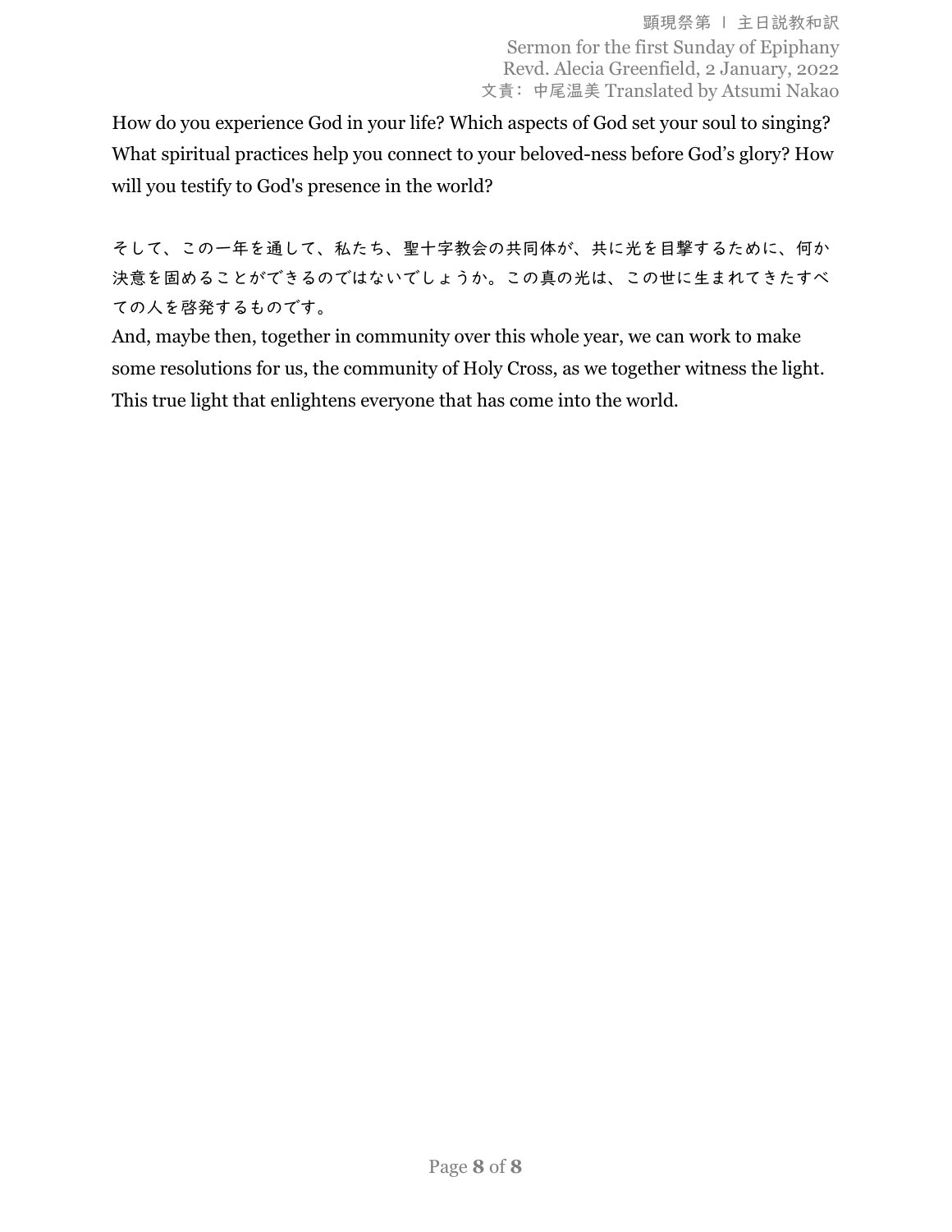How do you experience God in your life? Which aspects of God set your soul to singing? What spiritual practices help you connect to your beloved-ness before God's glory? How will you testify to God's presence in the world?

そして、この一年を通して、私たち、聖十字教会の共同体が、共に光を目撃するために、何か決意を固めることができるのではないでしょうか。この真の光は、この世に生まれてきたすべての人を啓発するものです。

And, maybe then, together in community over this whole year, we can work to make some resolutions for us, the community of Holy Cross, as we together witness the light. This true light that enlightens everyone that has come into the world.